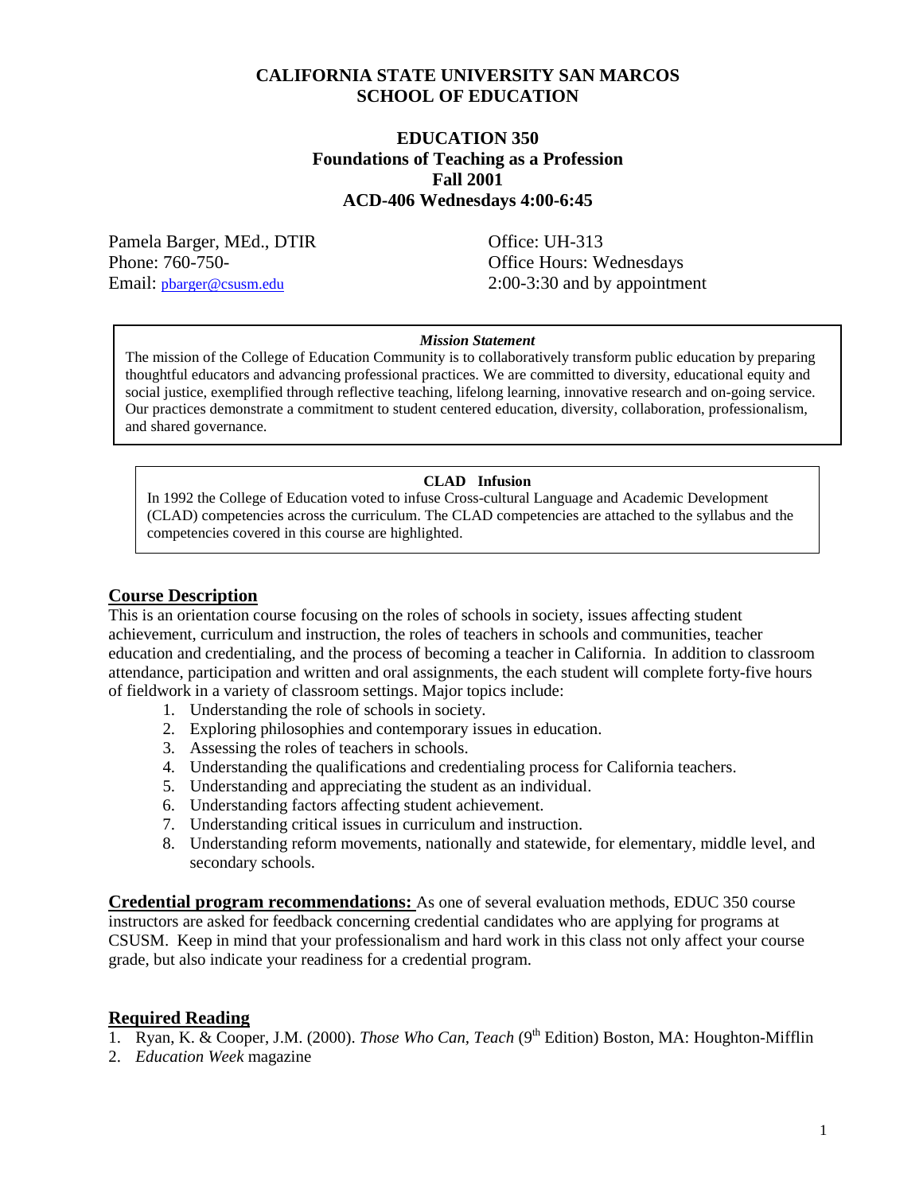# CALIFORNIA STATE UNIVERSITY SAN MARCOS
# SCHOOL OF EDUCATION

## EDUCATION 350
## Foundations of Teaching as a Profession
## Fall 2001
## ACD-406 Wednesdays 4:00-6:45

Pamela Barger, MEd., DTIR
Phone: 760-750-
Email: pbarger@csusm.edu

Office: UH-313
Office Hours: Wednesdays
2:00-3:30 and by appointment

***Mission Statement***

The mission of the College of Education Community is to collaboratively transform public education by preparing thoughtful educators and advancing professional practices. We are committed to diversity, educational equity and social justice, exemplified through reflective teaching, lifelong learning, innovative research and on-going service. Our practices demonstrate a commitment to student centered education, diversity, collaboration, professionalism, and shared governance.

**CLAD Infusion**

In 1992 the College of Education voted to infuse Cross-cultural Language and Academic Development (CLAD) competencies across the curriculum. The CLAD competencies are attached to the syllabus and the competencies covered in this course are highlighted.

## Course Description

This is an orientation course focusing on the roles of schools in society, issues affecting student achievement, curriculum and instruction, the roles of teachers in schools and communities, teacher education and credentialing, and the process of becoming a teacher in California. In addition to classroom attendance, participation and written and oral assignments, the each student will complete forty-five hours of fieldwork in a variety of classroom settings. Major topics include:

1. Understanding the role of schools in society.
2. Exploring philosophies and contemporary issues in education.
3. Assessing the roles of teachers in schools.
4. Understanding the qualifications and credentialing process for California teachers.
5. Understanding and appreciating the student as an individual.
6. Understanding factors affecting student achievement.
7. Understanding critical issues in curriculum and instruction.
8. Understanding reform movements, nationally and statewide, for elementary, middle level, and secondary schools.

**Credential program recommendations:** As one of several evaluation methods, EDUC 350 course instructors are asked for feedback concerning credential candidates who are applying for programs at CSUSM. Keep in mind that your professionalism and hard work in this class not only affect your course grade, but also indicate your readiness for a credential program.

## Required Reading

1. Ryan, K. & Cooper, J.M. (2000). *Those Who Can, Teach* (9th Edition) Boston, MA: Houghton-Mifflin
2. *Education Week* magazine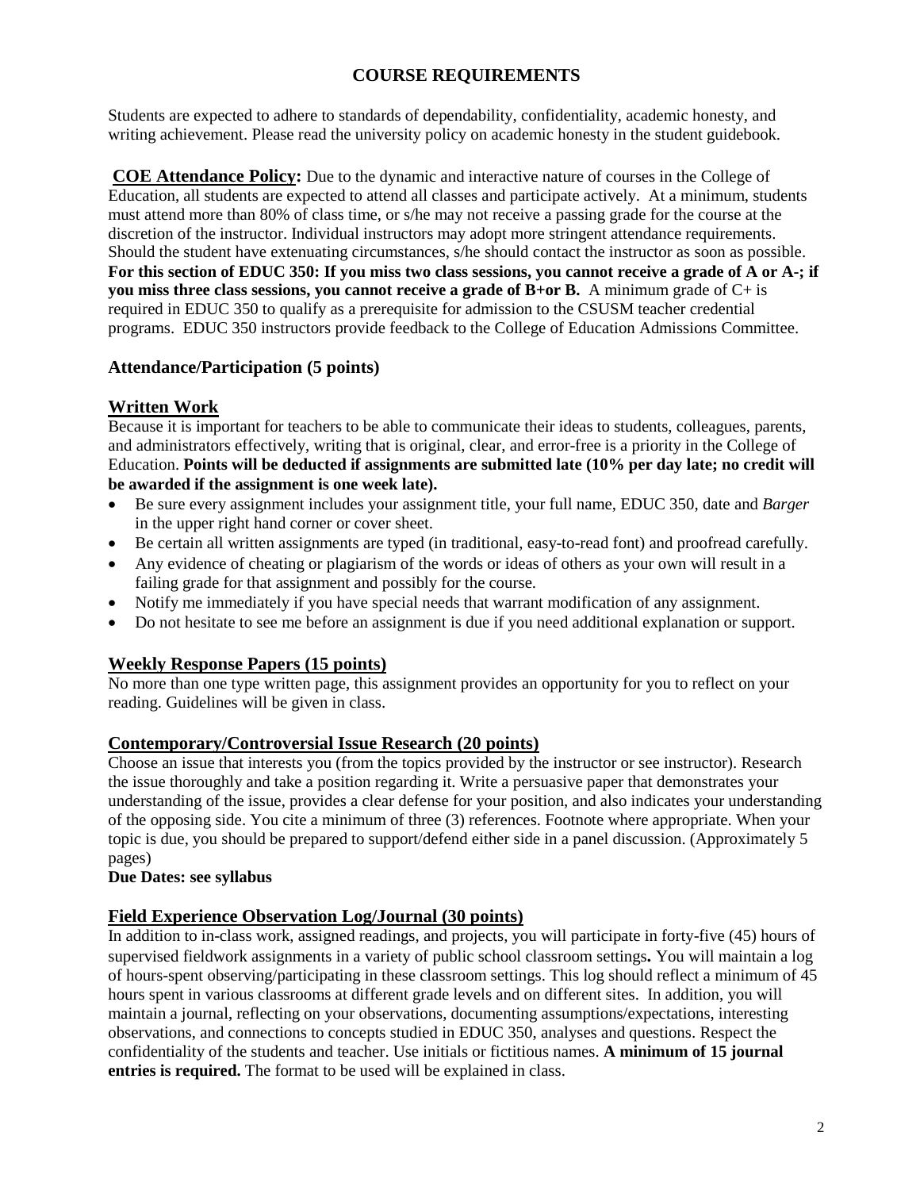## COURSE REQUIREMENTS

Students are expected to adhere to standards of dependability, confidentiality, academic honesty, and writing achievement. Please read the university policy on academic honesty in the student guidebook.

**COE Attendance Policy:** Due to the dynamic and interactive nature of courses in the College of Education, all students are expected to attend all classes and participate actively. At a minimum, students must attend more than 80% of class time, or s/he may not receive a passing grade for the course at the discretion of the instructor. Individual instructors may adopt more stringent attendance requirements. Should the student have extenuating circumstances, s/he should contact the instructor as soon as possible. **For this section of EDUC 350: If you miss two class sessions, you cannot receive a grade of A or A-; if you miss three class sessions, you cannot receive a grade of B+or B.** A minimum grade of C+ is required in EDUC 350 to qualify as a prerequisite for admission to the CSUSM teacher credential programs. EDUC 350 instructors provide feedback to the College of Education Admissions Committee.

### Attendance/Participation (5 points)

### Written Work

Because it is important for teachers to be able to communicate their ideas to students, colleagues, parents, and administrators effectively, writing that is original, clear, and error-free is a priority in the College of Education. **Points will be deducted if assignments are submitted late (10% per day late; no credit will be awarded if the assignment is one week late).**

- Be sure every assignment includes your assignment title, your full name, EDUC 350, date and *Barger* in the upper right hand corner or cover sheet.
- Be certain all written assignments are typed (in traditional, easy-to-read font) and proofread carefully.
- Any evidence of cheating or plagiarism of the words or ideas of others as your own will result in a failing grade for that assignment and possibly for the course.
- Notify me immediately if you have special needs that warrant modification of any assignment.
- Do not hesitate to see me before an assignment is due if you need additional explanation or support.

### Weekly Response Papers (15 points)

No more than one type written page, this assignment provides an opportunity for you to reflect on your reading. Guidelines will be given in class.

### Contemporary/Controversial Issue Research (20 points)

Choose an issue that interests you (from the topics provided by the instructor or see instructor). Research the issue thoroughly and take a position regarding it. Write a persuasive paper that demonstrates your understanding of the issue, provides a clear defense for your position, and also indicates your understanding of the opposing side. You cite a minimum of three (3) references. Footnote where appropriate. When your topic is due, you should be prepared to support/defend either side in a panel discussion. (Approximately 5 pages)

**Due Dates: see syllabus**

### Field Experience Observation Log/Journal (30 points)

In addition to in-class work, assigned readings, and projects, you will participate in forty-five (45) hours of supervised fieldwork assignments in a variety of public school classroom settings**.** You will maintain a log of hours-spent observing/participating in these classroom settings. This log should reflect a minimum of 45 hours spent in various classrooms at different grade levels and on different sites. In addition, you will maintain a journal, reflecting on your observations, documenting assumptions/expectations, interesting observations, and connections to concepts studied in EDUC 350, analyses and questions. Respect the confidentiality of the students and teacher. Use initials or fictitious names. **A minimum of 15 journal entries is required.** The format to be used will be explained in class.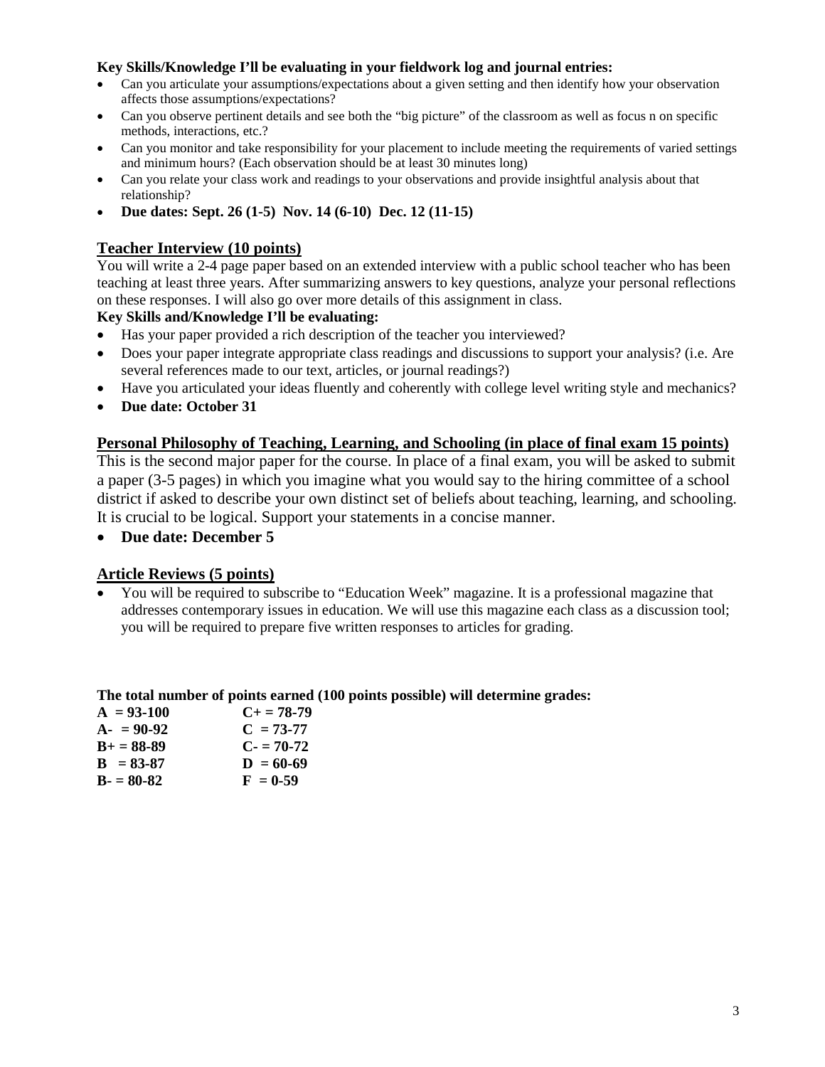**Key Skills/Knowledge I'll be evaluating in your fieldwork log and journal entries:**

- Can you articulate your assumptions/expectations about a given setting and then identify how your observation affects those assumptions/expectations?
- Can you observe pertinent details and see both the "big picture" of the classroom as well as focus n on specific methods, interactions, etc.?
- Can you monitor and take responsibility for your placement to include meeting the requirements of varied settings and minimum hours? (Each observation should be at least 30 minutes long)
- Can you relate your class work and readings to your observations and provide insightful analysis about that relationship?
- **Due dates: Sept. 26 (1-5) Nov. 14 (6-10) Dec. 12 (11-15)**

## Teacher Interview (10 points)

You will write a 2-4 page paper based on an extended interview with a public school teacher who has been teaching at least three years. After summarizing answers to key questions, analyze your personal reflections on these responses. I will also go over more details of this assignment in class.

**Key Skills and/Knowledge I'll be evaluating:**

- Has your paper provided a rich description of the teacher you interviewed?
- Does your paper integrate appropriate class readings and discussions to support your analysis? (i.e. Are several references made to our text, articles, or journal readings?)
- Have you articulated your ideas fluently and coherently with college level writing style and mechanics?
- **Due date: October 31**

## Personal Philosophy of Teaching, Learning, and Schooling (in place of final exam 15 points)

This is the second major paper for the course. In place of a final exam, you will be asked to submit a paper (3-5 pages) in which you imagine what you would say to the hiring committee of a school district if asked to describe your own distinct set of beliefs about teaching, learning, and schooling. It is crucial to be logical. Support your statements in a concise manner.

- **Due date: December 5**

## Article Reviews (5 points)

- You will be required to subscribe to "Education Week" magazine. It is a professional magazine that addresses contemporary issues in education. We will use this magazine each class as a discussion tool; you will be required to prepare five written responses to articles for grading.

**The total number of points earned (100 points possible) will determine grades:**

| | |
|---|---|
| **A = 93-100** | **C+ = 78-79** |
| **A- = 90-92** | **C = 73-77** |
| **B+ = 88-89** | **C- = 70-72** |
| **B = 83-87** | **D = 60-69** |
| **B- = 80-82** | **F = 0-59** |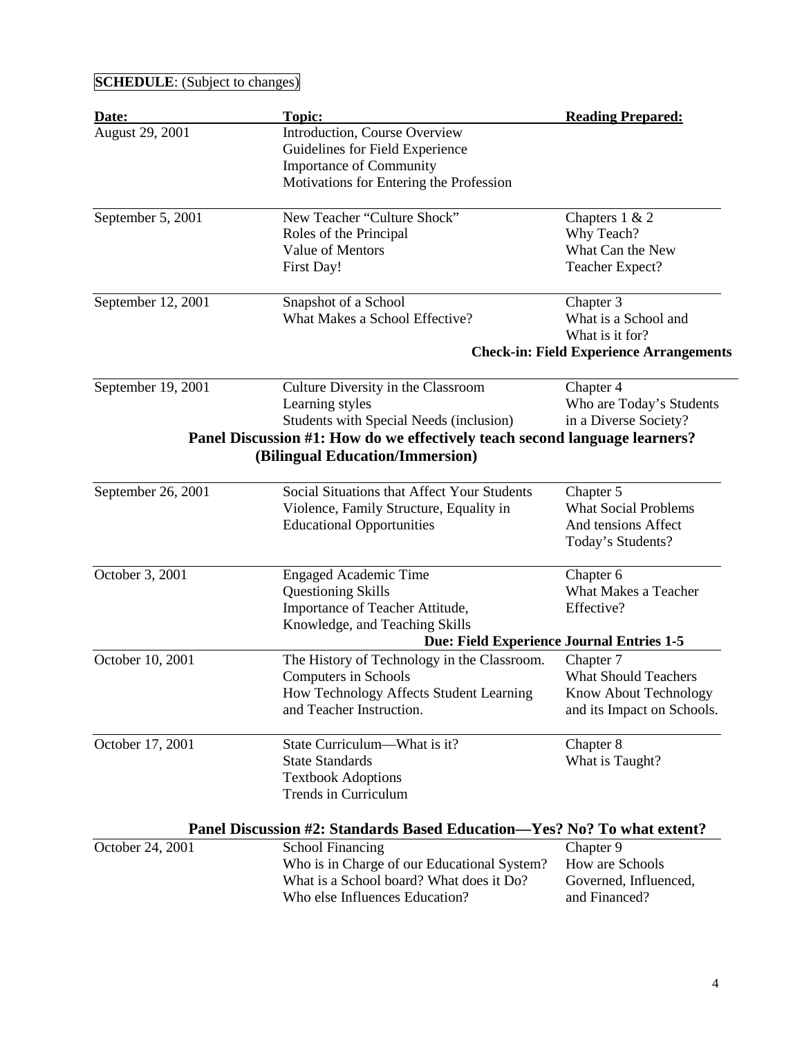**SCHEDULE**: (Subject to changes)

| Date: | Topic: | Reading Prepared: |
|---|---|---|
| August 29, 2001 | Introduction, Course Overview<br>Guidelines for Field Experience<br>Importance of Community<br>Motivations for Entering the Profession | |
| September 5, 2001 | New Teacher "Culture Shock"<br>Roles of the Principal<br>Value of Mentors<br>First Day! | Chapters 1 & 2<br>Why Teach?<br>What Can the New Teacher Expect? |
| September 12, 2001 | Snapshot of a School<br>What Makes a School Effective? | Chapter 3<br>What is a School and What is it for?<br>**Check-in: Field Experience Arrangements** |
| September 19, 2001 | Culture Diversity in the Classroom<br>Learning styles<br>Students with Special Needs (inclusion) | Chapter 4<br>Who are Today's Students in a Diverse Society? |
| | **Panel Discussion #1: How do we effectively teach second language learners? (Bilingual Education/Immersion)** | |
| September 26, 2001 | Social Situations that Affect Your Students<br>Violence, Family Structure, Equality in Educational Opportunities | Chapter 5<br>What Social Problems And tensions Affect Today's Students? |
| October 3, 2001 | Engaged Academic Time<br>Questioning Skills<br>Importance of Teacher Attitude, Knowledge, and Teaching Skills<br>**Due: Field Experience Journal Entries 1-5** | Chapter 6<br>What Makes a Teacher Effective? |
| October 10, 2001 | The History of Technology in the Classroom.<br>Computers in Schools<br>How Technology Affects Student Learning and Teacher Instruction. | Chapter 7<br>What Should Teachers Know About Technology and its Impact on Schools. |
| October 17, 2001 | State Curriculum—What is it?<br>State Standards<br>Textbook Adoptions<br>Trends in Curriculum | Chapter 8<br>What is Taught? |
| | **Panel Discussion #2: Standards Based Education—Yes? No? To what extent?** | |
| October 24, 2001 | School Financing<br>Who is in Charge of our Educational System?<br>What is a School board? What does it Do?<br>Who else Influences Education? | Chapter 9<br>How are Schools Governed, Influenced, and Financed? |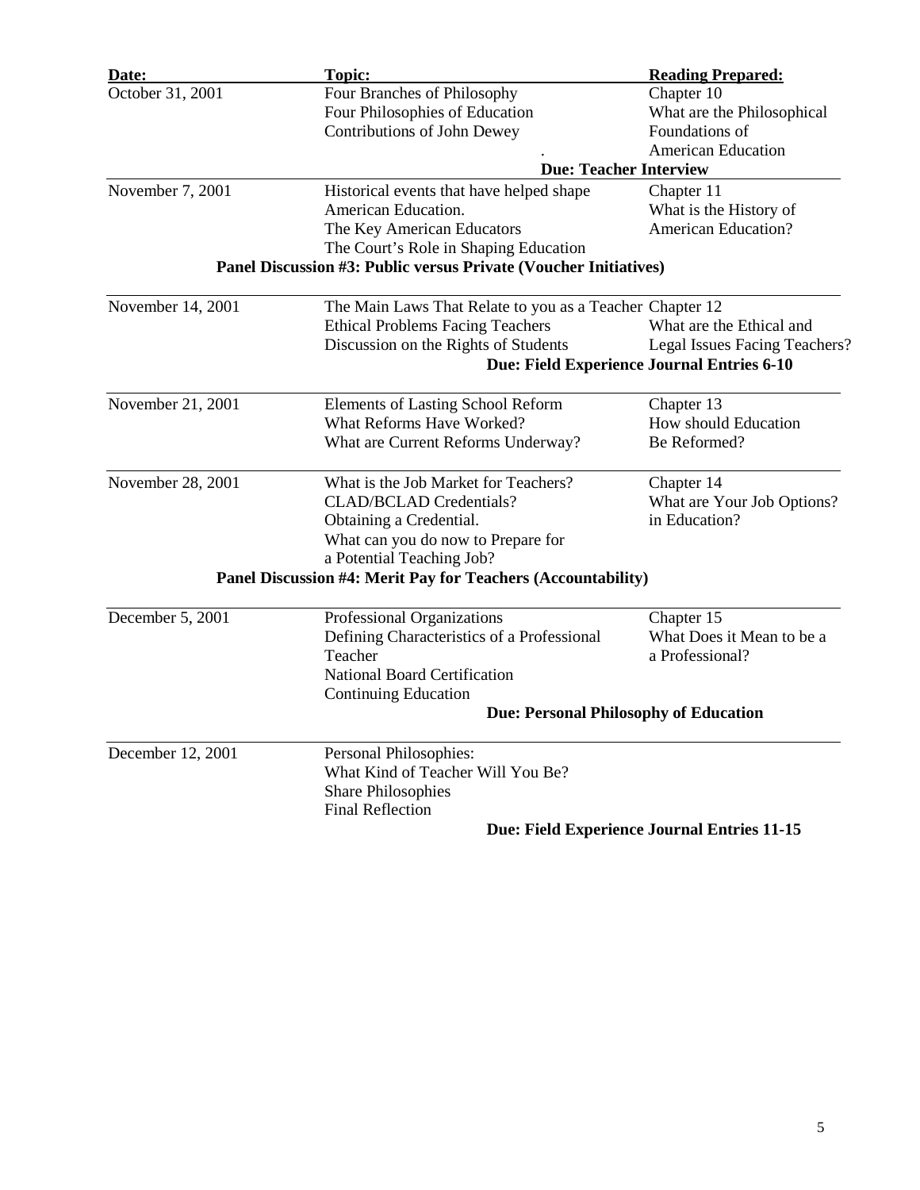| Date: | Topic: | Reading Prepared: |
|---|---|---|
| October 31, 2001 | Four Branches of Philosophy<br>Four Philosophies of Education<br>Contributions of John Dewey | Chapter 10<br>What are the Philosophical Foundations of American Education |
| | **Due: Teacher Interview** | |
| November 7, 2001 | Historical events that have helped shape American Education.<br>The Key American Educators<br>The Court's Role in Shaping Education | Chapter 11<br>What is the History of American Education? |
| | **Panel Discussion #3: Public versus Private (Voucher Initiatives)** | |
| November 14, 2001 | The Main Laws That Relate to you as a Teacher<br>Ethical Problems Facing Teachers<br>Discussion on the Rights of Students | Chapter 12<br>What are the Ethical and Legal Issues Facing Teachers? |
| | **Due: Field Experience Journal Entries 6-10** | |
| November 21, 2001 | Elements of Lasting School Reform<br>What Reforms Have Worked?<br>What are Current Reforms Underway? | Chapter 13<br>How should Education Be Reformed? |
| November 28, 2001 | What is the Job Market for Teachers?<br>CLAD/BCLAD Credentials?<br>Obtaining a Credential.<br>What can you do now to Prepare for a Potential Teaching Job? | Chapter 14<br>What are Your Job Options? in Education? |
| | **Panel Discussion #4: Merit Pay for Teachers (Accountability)** | |
| December 5, 2001 | Professional Organizations<br>Defining Characteristics of a Professional Teacher<br>National Board Certification<br>Continuing Education | Chapter 15<br>What Does it Mean to be a Professional? |
| | **Due: Personal Philosophy of Education** | |
| December 12, 2001 | Personal Philosophies:<br>What Kind of Teacher Will You Be?<br>Share Philosophies<br>Final Reflection | |
| | **Due: Field Experience Journal Entries 11-15** | |